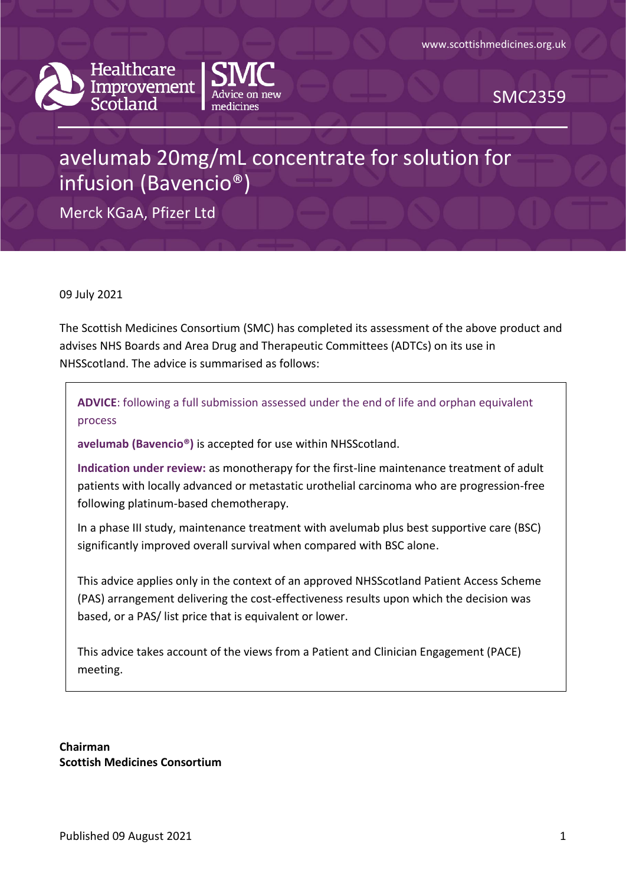www.scottishmedicines.org.uk

Healthcare Improvement Scotland | SMC Advice on new medicines

SMC2359

# avelumab 20mg/mL concentrate for solution for infusion (Bavencio®)

Merck KGaA, Pfizer Ltd

09 July 2021

The Scottish Medicines Consortium (SMC) has completed its assessment of the above product and advises NHS Boards and Area Drug and Therapeutic Committees (ADTCs) on its use in NHSScotland. The advice is summarised as follows:

> **ADVICE**: following a full submission assessed under the end of life and orphan equivalent process
>
> **avelumab (Bavencio®)** is accepted for use within NHSScotland.
>
> **Indication under review:** as monotherapy for the first-line maintenance treatment of adult patients with locally advanced or metastatic urothelial carcinoma who are progression-free following platinum-based chemotherapy.
>
> In a phase III study, maintenance treatment with avelumab plus best supportive care (BSC) significantly improved overall survival when compared with BSC alone.
>
> This advice applies only in the context of an approved NHSScotland Patient Access Scheme (PAS) arrangement delivering the cost-effectiveness results upon which the decision was based, or a PAS/ list price that is equivalent or lower.
>
> This advice takes account of the views from a Patient and Clinician Engagement (PACE) meeting.

**Chairman**
**Scottish Medicines Consortium**

Published 09 August 2021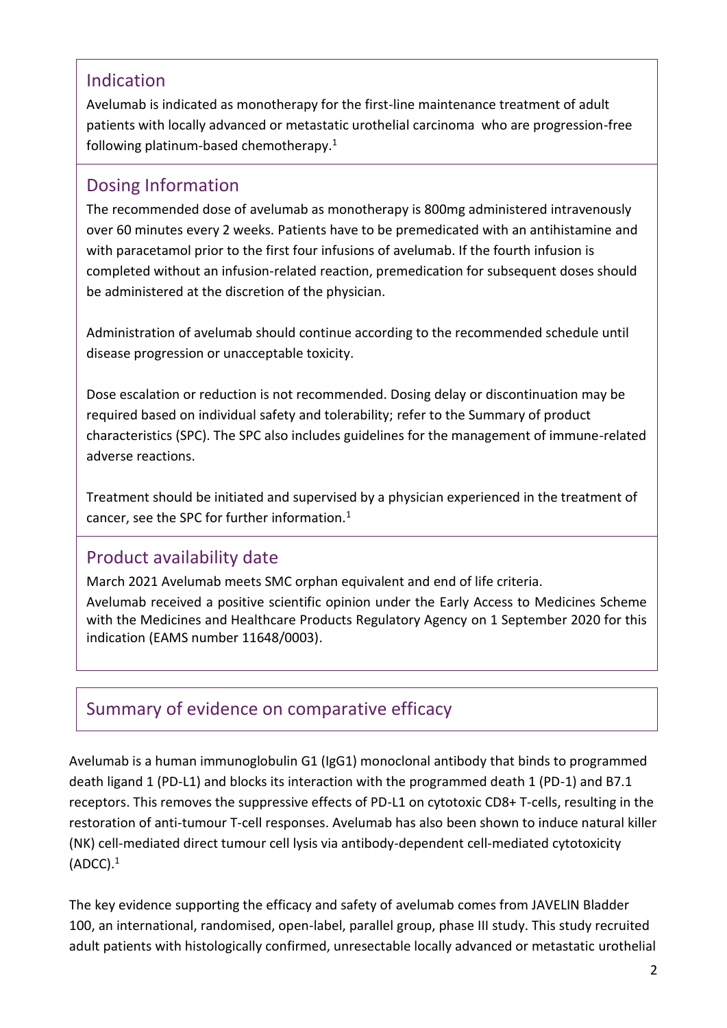## Indication

Avelumab is indicated as monotherapy for the first-line maintenance treatment of adult patients with locally advanced or metastatic urothelial carcinoma who are progression-free following platinum-based chemotherapy.[1]

## Dosing Information

The recommended dose of avelumab as monotherapy is 800mg administered intravenously over 60 minutes every 2 weeks. Patients have to be premedicated with an antihistamine and with paracetamol prior to the first four infusions of avelumab. If the fourth infusion is completed without an infusion-related reaction, premedication for subsequent doses should be administered at the discretion of the physician.

Administration of avelumab should continue according to the recommended schedule until disease progression or unacceptable toxicity.

Dose escalation or reduction is not recommended. Dosing delay or discontinuation may be required based on individual safety and tolerability; refer to the Summary of product characteristics (SPC). The SPC also includes guidelines for the management of immune-related adverse reactions.

Treatment should be initiated and supervised by a physician experienced in the treatment of cancer, see the SPC for further information.[1]

## Product availability date

March 2021 Avelumab meets SMC orphan equivalent and end of life criteria.

Avelumab received a positive scientific opinion under the Early Access to Medicines Scheme with the Medicines and Healthcare Products Regulatory Agency on 1 September 2020 for this indication (EAMS number 11648/0003).

## Summary of evidence on comparative efficacy

Avelumab is a human immunoglobulin G1 (IgG1) monoclonal antibody that binds to programmed death ligand 1 (PD-L1) and blocks its interaction with the programmed death 1 (PD-1) and B7.1 receptors. This removes the suppressive effects of PD-L1 on cytotoxic CD8+ T-cells, resulting in the restoration of anti-tumour T-cell responses. Avelumab has also been shown to induce natural killer (NK) cell-mediated direct tumour cell lysis via antibody-dependent cell-mediated cytotoxicity (ADCC).[1]

The key evidence supporting the efficacy and safety of avelumab comes from JAVELIN Bladder 100, an international, randomised, open-label, parallel group, phase III study. This study recruited adult patients with histologically confirmed, unresectable locally advanced or metastatic urothelial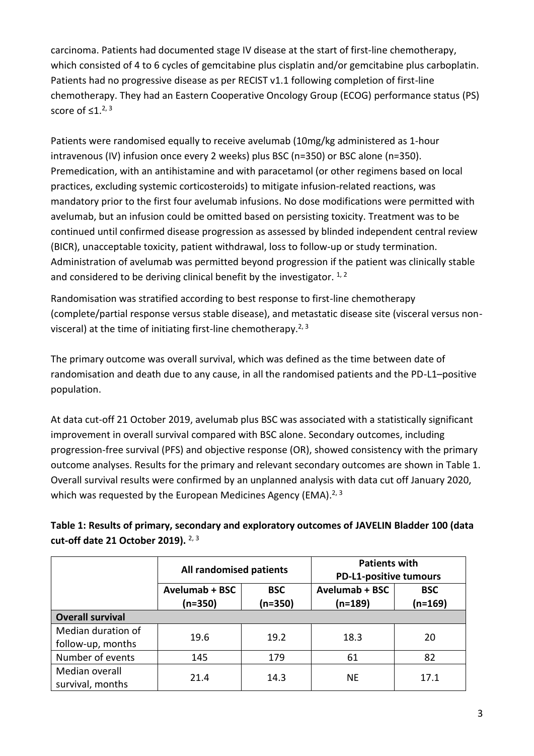carcinoma. Patients had documented stage IV disease at the start of first-line chemotherapy, which consisted of 4 to 6 cycles of gemcitabine plus cisplatin and/or gemcitabine plus carboplatin. Patients had no progressive disease as per RECIST v1.1 following completion of first-line chemotherapy. They had an Eastern Cooperative Oncology Group (ECOG) performance status (PS) score of ≤1.[2, 3]

Patients were randomised equally to receive avelumab (10mg/kg administered as 1-hour intravenous (IV) infusion once every 2 weeks) plus BSC (n=350) or BSC alone (n=350). Premedication, with an antihistamine and with paracetamol (or other regimens based on local practices, excluding systemic corticosteroids) to mitigate infusion-related reactions, was mandatory prior to the first four avelumab infusions. No dose modifications were permitted with avelumab, but an infusion could be omitted based on persisting toxicity. Treatment was to be continued until confirmed disease progression as assessed by blinded independent central review (BICR), unacceptable toxicity, patient withdrawal, loss to follow-up or study termination. Administration of avelumab was permitted beyond progression if the patient was clinically stable and considered to be deriving clinical benefit by the investigator. [1, 2]

Randomisation was stratified according to best response to first-line chemotherapy (complete/partial response versus stable disease), and metastatic disease site (visceral versus non-visceral) at the time of initiating first-line chemotherapy.[2, 3]

The primary outcome was overall survival, which was defined as the time between date of randomisation and death due to any cause, in all the randomised patients and the PD-L1–positive population.

At data cut-off 21 October 2019, avelumab plus BSC was associated with a statistically significant improvement in overall survival compared with BSC alone. Secondary outcomes, including progression-free survival (PFS) and objective response (OR), showed consistency with the primary outcome analyses. Results for the primary and relevant secondary outcomes are shown in Table 1. Overall survival results were confirmed by an unplanned analysis with data cut off January 2020, which was requested by the European Medicines Agency (EMA).[2, 3]

**Table 1: Results of primary, secondary and exploratory outcomes of JAVELIN Bladder 100 (data cut-off date 21 October 2019).** [2, 3]

| | All randomised patients | | Patients with PD-L1-positive tumours | |
|---|---|---|---|---|
| | **Avelumab + BSC (n=350)** | **BSC (n=350)** | **Avelumab + BSC (n=189)** | **BSC (n=169)** |
| **Overall survival** | | | | |
| Median duration of follow-up, months | 19.6 | 19.2 | 18.3 | 20 |
| Number of events | 145 | 179 | 61 | 82 |
| Median overall survival, months | 21.4 | 14.3 | NE | 17.1 |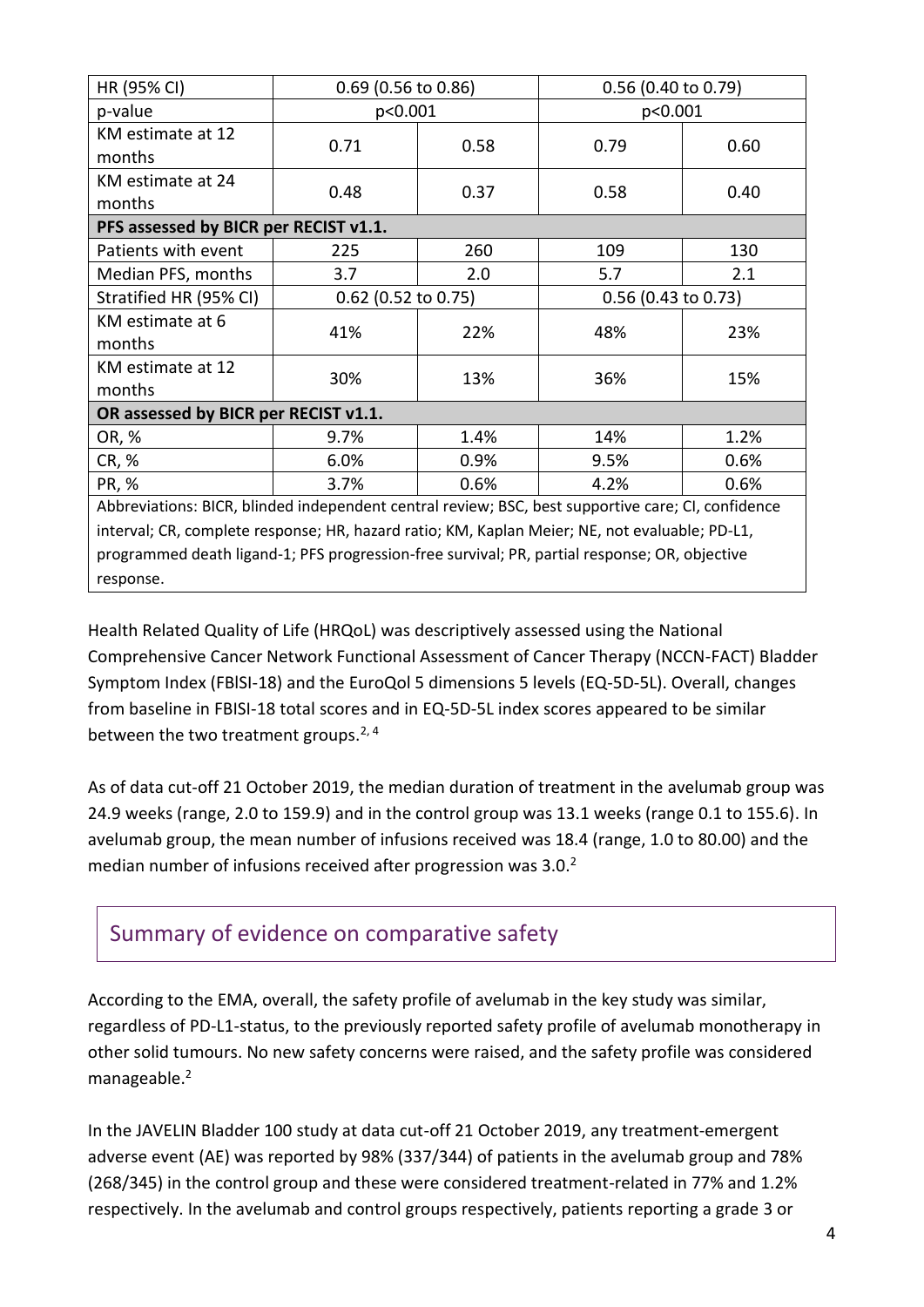| HR (95% CI) | 0.69 (0.56 to 0.86) | | 0.56 (0.40 to 0.79) | |
|---|---|---|---|---|
| p-value | p<0.001 | | p<0.001 | |
| KM estimate at 12 months | 0.71 | 0.58 | 0.79 | 0.60 |
| KM estimate at 24 months | 0.48 | 0.37 | 0.58 | 0.40 |
| **PFS assessed by BICR per RECIST v1.1.** | | | | |
| Patients with event | 225 | 260 | 109 | 130 |
| Median PFS, months | 3.7 | 2.0 | 5.7 | 2.1 |
| Stratified HR (95% CI) | 0.62 (0.52 to 0.75) | | 0.56 (0.43 to 0.73) | |
| KM estimate at 6 months | 41% | 22% | 48% | 23% |
| KM estimate at 12 months | 30% | 13% | 36% | 15% |
| **OR assessed by BICR per RECIST v1.1.** | | | | |
| OR, % | 9.7% | 1.4% | 14% | 1.2% |
| CR, % | 6.0% | 0.9% | 9.5% | 0.6% |
| PR, % | 3.7% | 0.6% | 4.2% | 0.6% |

Abbreviations: BICR, blinded independent central review; BSC, best supportive care; CI, confidence interval; CR, complete response; HR, hazard ratio; KM, Kaplan Meier; NE, not evaluable; PD-L1, programmed death ligand-1; PFS progression-free survival; PR, partial response; OR, objective response.

Health Related Quality of Life (HRQoL) was descriptively assessed using the National Comprehensive Cancer Network Functional Assessment of Cancer Therapy (NCCN-FACT) Bladder Symptom Index (FBlSI-18) and the EuroQol 5 dimensions 5 levels (EQ-5D-5L). Overall, changes from baseline in FBISI-18 total scores and in EQ-5D-5L index scores appeared to be similar between the two treatment groups.[2, 4]

As of data cut-off 21 October 2019, the median duration of treatment in the avelumab group was 24.9 weeks (range, 2.0 to 159.9) and in the control group was 13.1 weeks (range 0.1 to 155.6). In avelumab group, the mean number of infusions received was 18.4 (range, 1.0 to 80.00) and the median number of infusions received after progression was 3.0.[2]

## Summary of evidence on comparative safety

According to the EMA, overall, the safety profile of avelumab in the key study was similar, regardless of PD-L1-status, to the previously reported safety profile of avelumab monotherapy in other solid tumours. No new safety concerns were raised, and the safety profile was considered manageable.[2]

In the JAVELIN Bladder 100 study at data cut-off 21 October 2019, any treatment-emergent adverse event (AE) was reported by 98% (337/344) of patients in the avelumab group and 78% (268/345) in the control group and these were considered treatment-related in 77% and 1.2% respectively. In the avelumab and control groups respectively, patients reporting a grade 3 or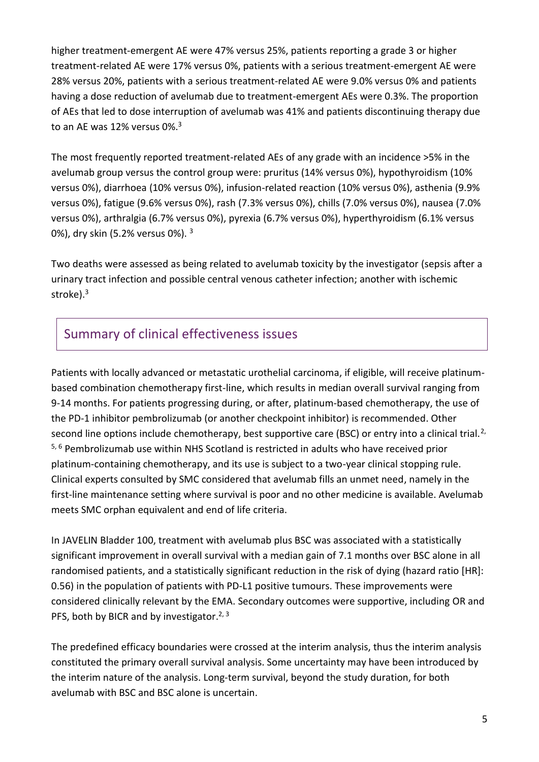higher treatment-emergent AE were 47% versus 25%, patients reporting a grade 3 or higher treatment-related AE were 17% versus 0%, patients with a serious treatment-emergent AE were 28% versus 20%, patients with a serious treatment-related AE were 9.0% versus 0% and patients having a dose reduction of avelumab due to treatment-emergent AEs were 0.3%. The proportion of AEs that led to dose interruption of avelumab was 41% and patients discontinuing therapy due to an AE was 12% versus 0%.[3]

The most frequently reported treatment-related AEs of any grade with an incidence >5% in the avelumab group versus the control group were: pruritus (14% versus 0%), hypothyroidism (10% versus 0%), diarrhoea (10% versus 0%), infusion-related reaction (10% versus 0%), asthenia (9.9% versus 0%), fatigue (9.6% versus 0%), rash (7.3% versus 0%), chills (7.0% versus 0%), nausea (7.0% versus 0%), arthralgia (6.7% versus 0%), pyrexia (6.7% versus 0%), hyperthyroidism (6.1% versus 0%), dry skin (5.2% versus 0%). [3]

Two deaths were assessed as being related to avelumab toxicity by the investigator (sepsis after a urinary tract infection and possible central venous catheter infection; another with ischemic stroke).[3]

## Summary of clinical effectiveness issues

Patients with locally advanced or metastatic urothelial carcinoma, if eligible, will receive platinum-based combination chemotherapy first-line, which results in median overall survival ranging from 9-14 months. For patients progressing during, or after, platinum-based chemotherapy, the use of the PD-1 inhibitor pembrolizumab (or another checkpoint inhibitor) is recommended. Other second line options include chemotherapy, best supportive care (BSC) or entry into a clinical trial.[2, 5, 6] Pembrolizumab use within NHS Scotland is restricted in adults who have received prior platinum-containing chemotherapy, and its use is subject to a two-year clinical stopping rule. Clinical experts consulted by SMC considered that avelumab fills an unmet need, namely in the first-line maintenance setting where survival is poor and no other medicine is available. Avelumab meets SMC orphan equivalent and end of life criteria.

In JAVELIN Bladder 100, treatment with avelumab plus BSC was associated with a statistically significant improvement in overall survival with a median gain of 7.1 months over BSC alone in all randomised patients, and a statistically significant reduction in the risk of dying (hazard ratio [HR]: 0.56) in the population of patients with PD-L1 positive tumours. These improvements were considered clinically relevant by the EMA. Secondary outcomes were supportive, including OR and PFS, both by BICR and by investigator.[2, 3]

The predefined efficacy boundaries were crossed at the interim analysis, thus the interim analysis constituted the primary overall survival analysis. Some uncertainty may have been introduced by the interim nature of the analysis. Long-term survival, beyond the study duration, for both avelumab with BSC and BSC alone is uncertain.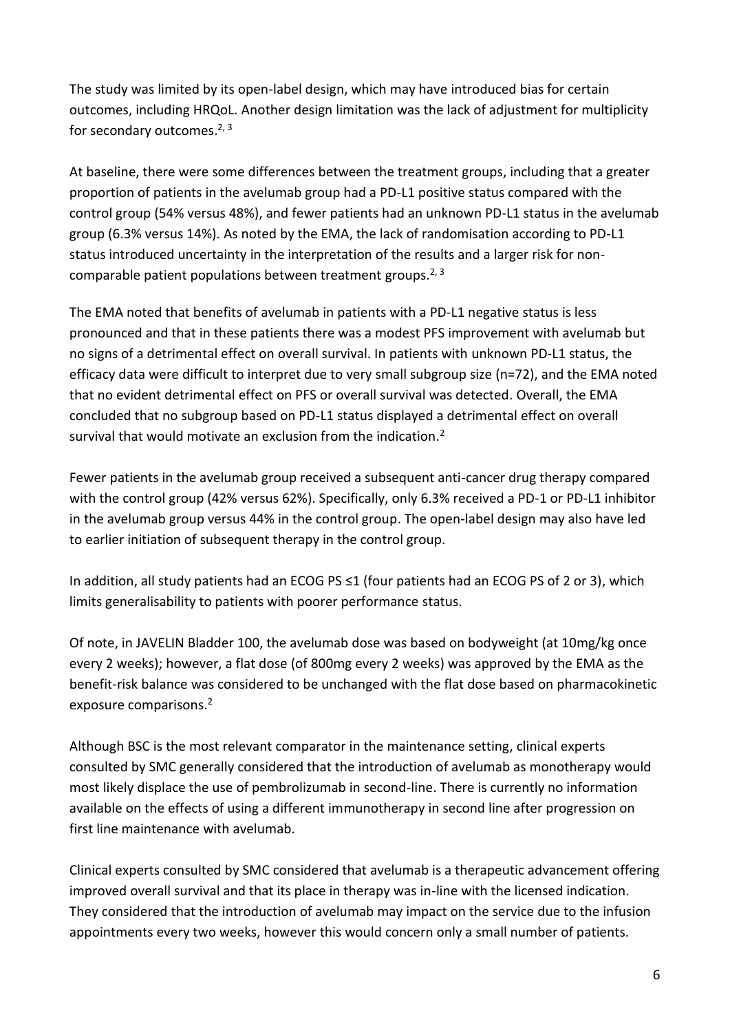The study was limited by its open-label design, which may have introduced bias for certain outcomes, including HRQoL. Another design limitation was the lack of adjustment for multiplicity for secondary outcomes.[2, 3]

At baseline, there were some differences between the treatment groups, including that a greater proportion of patients in the avelumab group had a PD-L1 positive status compared with the control group (54% versus 48%), and fewer patients had an unknown PD-L1 status in the avelumab group (6.3% versus 14%). As noted by the EMA, the lack of randomisation according to PD-L1 status introduced uncertainty in the interpretation of the results and a larger risk for non-comparable patient populations between treatment groups.[2, 3]

The EMA noted that benefits of avelumab in patients with a PD-L1 negative status is less pronounced and that in these patients there was a modest PFS improvement with avelumab but no signs of a detrimental effect on overall survival. In patients with unknown PD-L1 status, the efficacy data were difficult to interpret due to very small subgroup size (n=72), and the EMA noted that no evident detrimental effect on PFS or overall survival was detected. Overall, the EMA concluded that no subgroup based on PD-L1 status displayed a detrimental effect on overall survival that would motivate an exclusion from the indication.[2]

Fewer patients in the avelumab group received a subsequent anti-cancer drug therapy compared with the control group (42% versus 62%). Specifically, only 6.3% received a PD-1 or PD-L1 inhibitor in the avelumab group versus 44% in the control group. The open-label design may also have led to earlier initiation of subsequent therapy in the control group.

In addition, all study patients had an ECOG PS ≤1 (four patients had an ECOG PS of 2 or 3), which limits generalisability to patients with poorer performance status.

Of note, in JAVELIN Bladder 100, the avelumab dose was based on bodyweight (at 10mg/kg once every 2 weeks); however, a flat dose (of 800mg every 2 weeks) was approved by the EMA as the benefit-risk balance was considered to be unchanged with the flat dose based on pharmacokinetic exposure comparisons.[2]

Although BSC is the most relevant comparator in the maintenance setting, clinical experts consulted by SMC generally considered that the introduction of avelumab as monotherapy would most likely displace the use of pembrolizumab in second-line. There is currently no information available on the effects of using a different immunotherapy in second line after progression on first line maintenance with avelumab.

Clinical experts consulted by SMC considered that avelumab is a therapeutic advancement offering improved overall survival and that its place in therapy was in-line with the licensed indication. They considered that the introduction of avelumab may impact on the service due to the infusion appointments every two weeks, however this would concern only a small number of patients.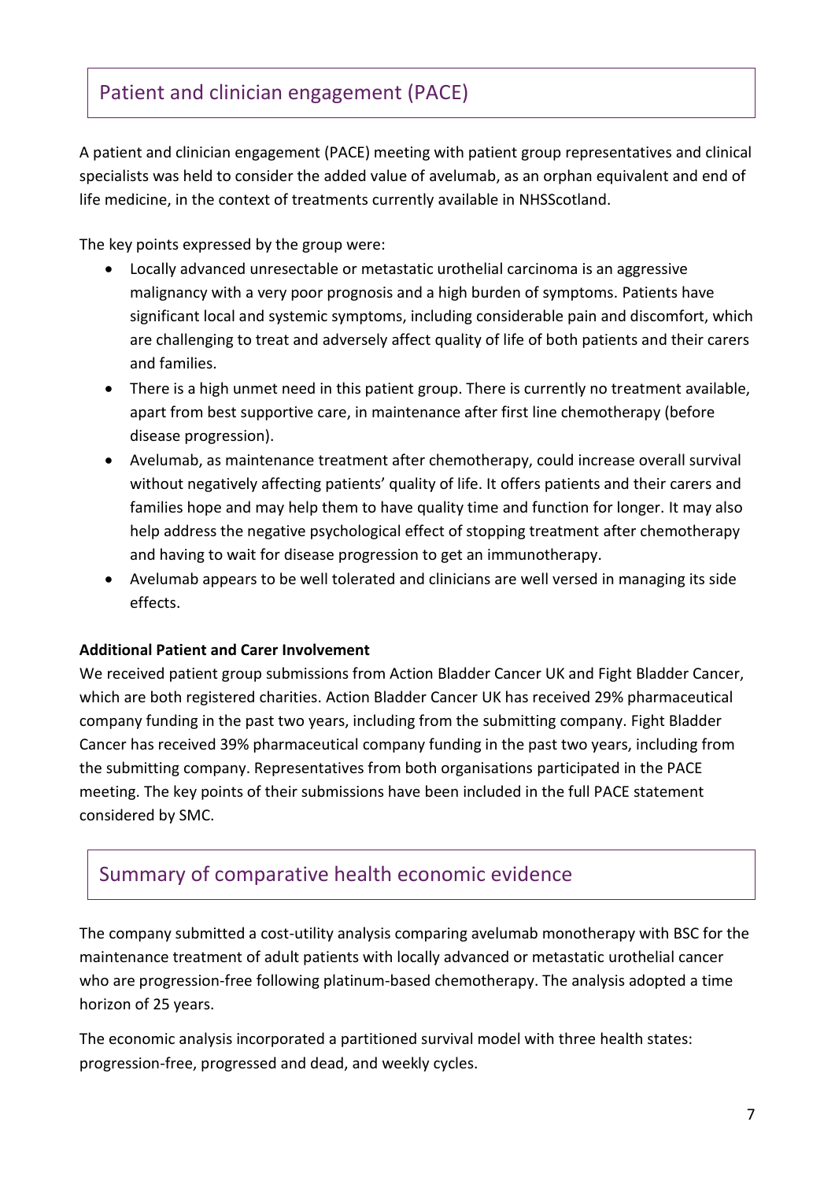## Patient and clinician engagement (PACE)

A patient and clinician engagement (PACE) meeting with patient group representatives and clinical specialists was held to consider the added value of avelumab, as an orphan equivalent and end of life medicine, in the context of treatments currently available in NHSScotland.

The key points expressed by the group were:

- Locally advanced unresectable or metastatic urothelial carcinoma is an aggressive malignancy with a very poor prognosis and a high burden of symptoms. Patients have significant local and systemic symptoms, including considerable pain and discomfort, which are challenging to treat and adversely affect quality of life of both patients and their carers and families.
- There is a high unmet need in this patient group. There is currently no treatment available, apart from best supportive care, in maintenance after first line chemotherapy (before disease progression).
- Avelumab, as maintenance treatment after chemotherapy, could increase overall survival without negatively affecting patients' quality of life. It offers patients and their carers and families hope and may help them to have quality time and function for longer. It may also help address the negative psychological effect of stopping treatment after chemotherapy and having to wait for disease progression to get an immunotherapy.
- Avelumab appears to be well tolerated and clinicians are well versed in managing its side effects.

**Additional Patient and Carer Involvement**

We received patient group submissions from Action Bladder Cancer UK and Fight Bladder Cancer, which are both registered charities. Action Bladder Cancer UK has received 29% pharmaceutical company funding in the past two years, including from the submitting company. Fight Bladder Cancer has received 39% pharmaceutical company funding in the past two years, including from the submitting company. Representatives from both organisations participated in the PACE meeting. The key points of their submissions have been included in the full PACE statement considered by SMC.

## Summary of comparative health economic evidence

The company submitted a cost-utility analysis comparing avelumab monotherapy with BSC for the maintenance treatment of adult patients with locally advanced or metastatic urothelial cancer who are progression-free following platinum-based chemotherapy. The analysis adopted a time horizon of 25 years.

The economic analysis incorporated a partitioned survival model with three health states: progression-free, progressed and dead, and weekly cycles.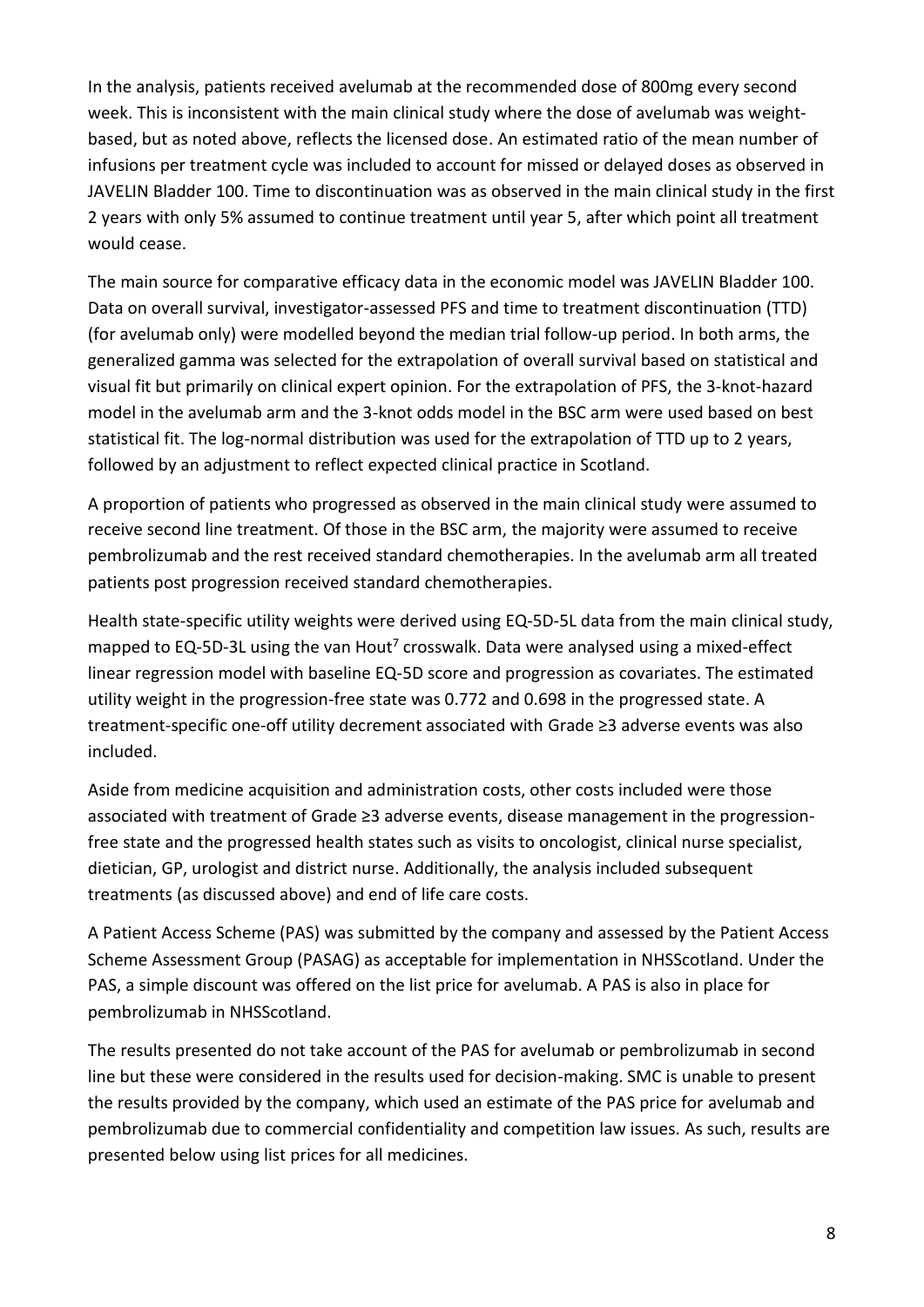In the analysis, patients received avelumab at the recommended dose of 800mg every second week. This is inconsistent with the main clinical study where the dose of avelumab was weight-based, but as noted above, reflects the licensed dose. An estimated ratio of the mean number of infusions per treatment cycle was included to account for missed or delayed doses as observed in JAVELIN Bladder 100. Time to discontinuation was as observed in the main clinical study in the first 2 years with only 5% assumed to continue treatment until year 5, after which point all treatment would cease.

The main source for comparative efficacy data in the economic model was JAVELIN Bladder 100. Data on overall survival, investigator-assessed PFS and time to treatment discontinuation (TTD) (for avelumab only) were modelled beyond the median trial follow-up period. In both arms, the generalized gamma was selected for the extrapolation of overall survival based on statistical and visual fit but primarily on clinical expert opinion. For the extrapolation of PFS, the 3-knot-hazard model in the avelumab arm and the 3-knot odds model in the BSC arm were used based on best statistical fit. The log-normal distribution was used for the extrapolation of TTD up to 2 years, followed by an adjustment to reflect expected clinical practice in Scotland.

A proportion of patients who progressed as observed in the main clinical study were assumed to receive second line treatment. Of those in the BSC arm, the majority were assumed to receive pembrolizumab and the rest received standard chemotherapies. In the avelumab arm all treated patients post progression received standard chemotherapies.

Health state-specific utility weights were derived using EQ-5D-5L data from the main clinical study, mapped to EQ-5D-3L using the van Hout[7] crosswalk. Data were analysed using a mixed-effect linear regression model with baseline EQ-5D score and progression as covariates. The estimated utility weight in the progression-free state was 0.772 and 0.698 in the progressed state. A treatment-specific one-off utility decrement associated with Grade ≥3 adverse events was also included.

Aside from medicine acquisition and administration costs, other costs included were those associated with treatment of Grade ≥3 adverse events, disease management in the progression-free state and the progressed health states such as visits to oncologist, clinical nurse specialist, dietician, GP, urologist and district nurse. Additionally, the analysis included subsequent treatments (as discussed above) and end of life care costs.

A Patient Access Scheme (PAS) was submitted by the company and assessed by the Patient Access Scheme Assessment Group (PASAG) as acceptable for implementation in NHSScotland. Under the PAS, a simple discount was offered on the list price for avelumab. A PAS is also in place for pembrolizumab in NHSScotland.

The results presented do not take account of the PAS for avelumab or pembrolizumab in second line but these were considered in the results used for decision-making. SMC is unable to present the results provided by the company, which used an estimate of the PAS price for avelumab and pembrolizumab due to commercial confidentiality and competition law issues. As such, results are presented below using list prices for all medicines.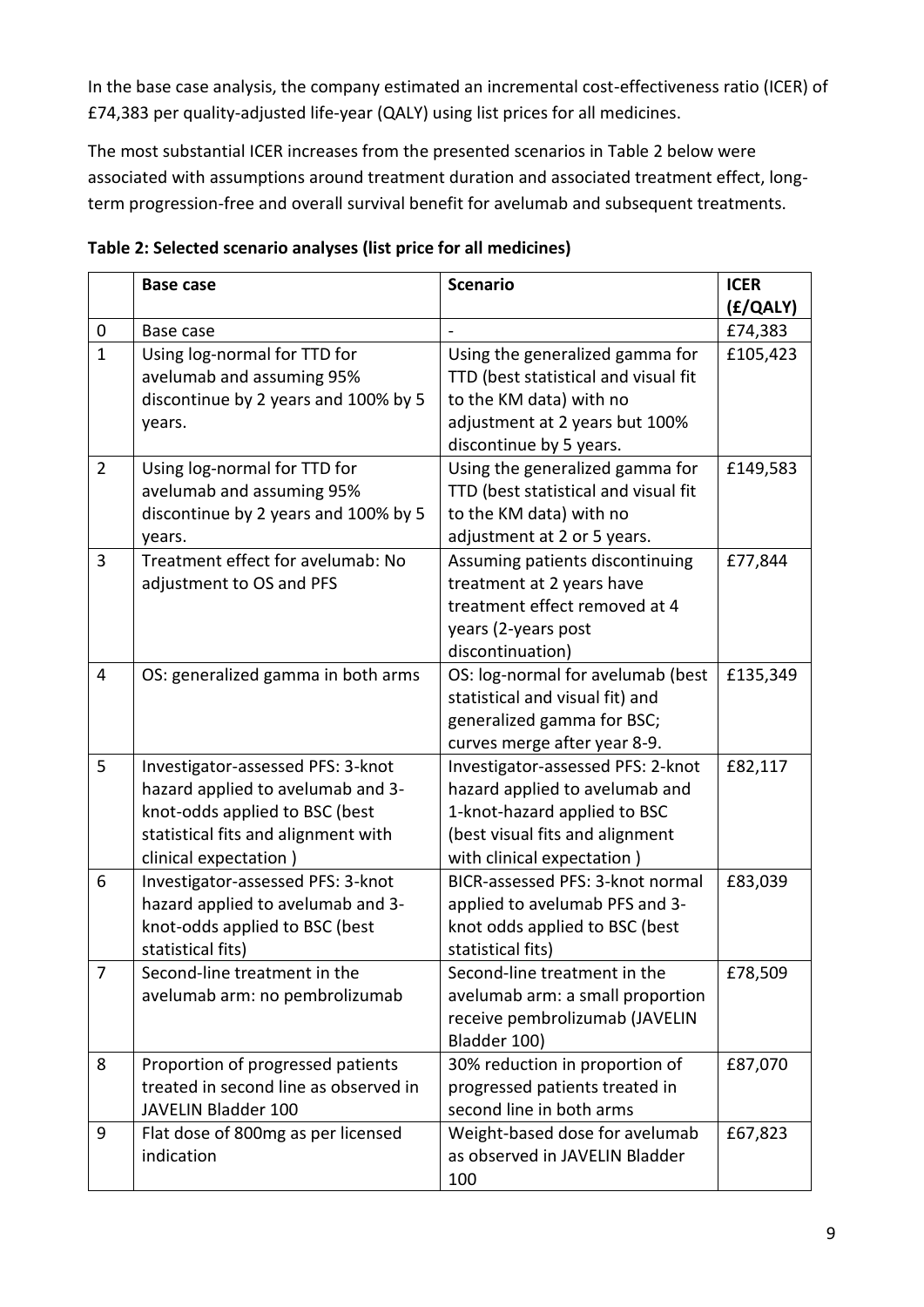In the base case analysis, the company estimated an incremental cost-effectiveness ratio (ICER) of £74,383 per quality-adjusted life-year (QALY) using list prices for all medicines.

The most substantial ICER increases from the presented scenarios in Table 2 below were associated with assumptions around treatment duration and associated treatment effect, long-term progression-free and overall survival benefit for avelumab and subsequent treatments.

**Table 2: Selected scenario analyses (list price for all medicines)**

| | Base case | Scenario | ICER (£/QALY) |
|---|---|---|---|
| 0 | Base case | - | £74,383 |
| 1 | Using log-normal for TTD for avelumab and assuming 95% discontinue by 2 years and 100% by 5 years. | Using the generalized gamma for TTD (best statistical and visual fit to the KM data) with no adjustment at 2 years but 100% discontinue by 5 years. | £105,423 |
| 2 | Using log-normal for TTD for avelumab and assuming 95% discontinue by 2 years and 100% by 5 years. | Using the generalized gamma for TTD (best statistical and visual fit to the KM data) with no adjustment at 2 or 5 years. | £149,583 |
| 3 | Treatment effect for avelumab: No adjustment to OS and PFS | Assuming patients discontinuing treatment at 2 years have treatment effect removed at 4 years (2-years post discontinuation) | £77,844 |
| 4 | OS: generalized gamma in both arms | OS: log-normal for avelumab (best statistical and visual fit) and generalized gamma for BSC; curves merge after year 8-9. | £135,349 |
| 5 | Investigator-assessed PFS: 3-knot hazard applied to avelumab and 3-knot-odds applied to BSC (best statistical fits and alignment with clinical expectation ) | Investigator-assessed PFS: 2-knot hazard applied to avelumab and 1-knot-hazard applied to BSC (best visual fits and alignment with clinical expectation ) | £82,117 |
| 6 | Investigator-assessed PFS: 3-knot hazard applied to avelumab and 3-knot-odds applied to BSC (best statistical fits) | BICR-assessed PFS: 3-knot normal applied to avelumab PFS and 3-knot odds applied to BSC (best statistical fits) | £83,039 |
| 7 | Second-line treatment in the avelumab arm: no pembrolizumab | Second-line treatment in the avelumab arm: a small proportion receive pembrolizumab (JAVELIN Bladder 100) | £78,509 |
| 8 | Proportion of progressed patients treated in second line as observed in JAVELIN Bladder 100 | 30% reduction in proportion of progressed patients treated in second line in both arms | £87,070 |
| 9 | Flat dose of 800mg as per licensed indication | Weight-based dose for avelumab as observed in JAVELIN Bladder 100 | £67,823 |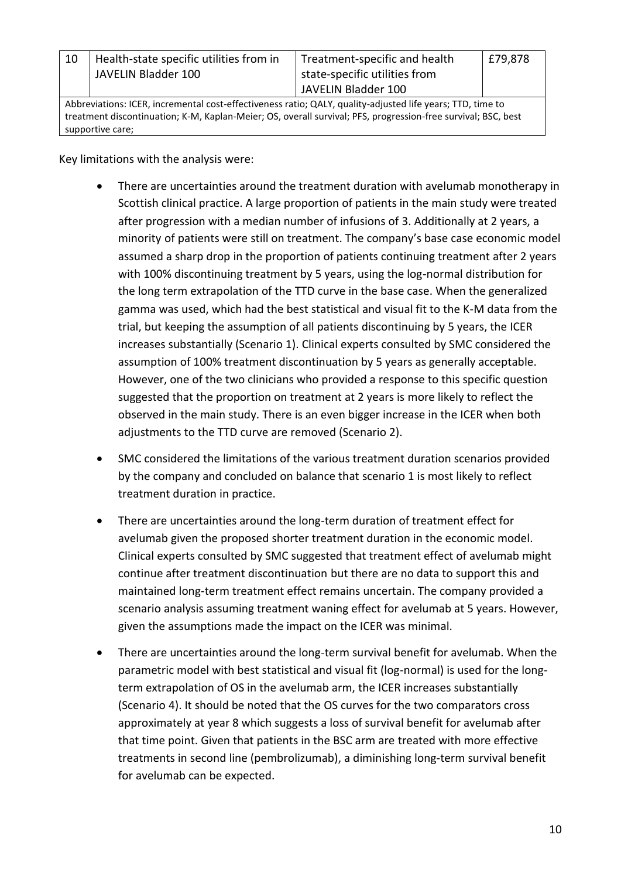| 10 | Health-state specific utilities from in JAVELIN Bladder 100 | Treatment-specific and health state-specific utilities from JAVELIN Bladder 100 | £79,878 |
|---|---|---|---|
| Abbreviations: ICER, incremental cost-effectiveness ratio; QALY, quality-adjusted life years; TTD, time to treatment discontinuation; K-M, Kaplan-Meier; OS, overall survival; PFS, progression-free survival; BSC, best supportive care; | | | |

Key limitations with the analysis were:

- There are uncertainties around the treatment duration with avelumab monotherapy in Scottish clinical practice. A large proportion of patients in the main study were treated after progression with a median number of infusions of 3. Additionally at 2 years, a minority of patients were still on treatment. The company's base case economic model assumed a sharp drop in the proportion of patients continuing treatment after 2 years with 100% discontinuing treatment by 5 years, using the log-normal distribution for the long term extrapolation of the TTD curve in the base case. When the generalized gamma was used, which had the best statistical and visual fit to the K-M data from the trial, but keeping the assumption of all patients discontinuing by 5 years, the ICER increases substantially (Scenario 1). Clinical experts consulted by SMC considered the assumption of 100% treatment discontinuation by 5 years as generally acceptable. However, one of the two clinicians who provided a response to this specific question suggested that the proportion on treatment at 2 years is more likely to reflect the observed in the main study. There is an even bigger increase in the ICER when both adjustments to the TTD curve are removed (Scenario 2).
- SMC considered the limitations of the various treatment duration scenarios provided by the company and concluded on balance that scenario 1 is most likely to reflect treatment duration in practice.
- There are uncertainties around the long-term duration of treatment effect for avelumab given the proposed shorter treatment duration in the economic model. Clinical experts consulted by SMC suggested that treatment effect of avelumab might continue after treatment discontinuation but there are no data to support this and maintained long-term treatment effect remains uncertain. The company provided a scenario analysis assuming treatment waning effect for avelumab at 5 years. However, given the assumptions made the impact on the ICER was minimal.
- There are uncertainties around the long-term survival benefit for avelumab. When the parametric model with best statistical and visual fit (log-normal) is used for the long-term extrapolation of OS in the avelumab arm, the ICER increases substantially (Scenario 4). It should be noted that the OS curves for the two comparators cross approximately at year 8 which suggests a loss of survival benefit for avelumab after that time point. Given that patients in the BSC arm are treated with more effective treatments in second line (pembrolizumab), a diminishing long-term survival benefit for avelumab can be expected.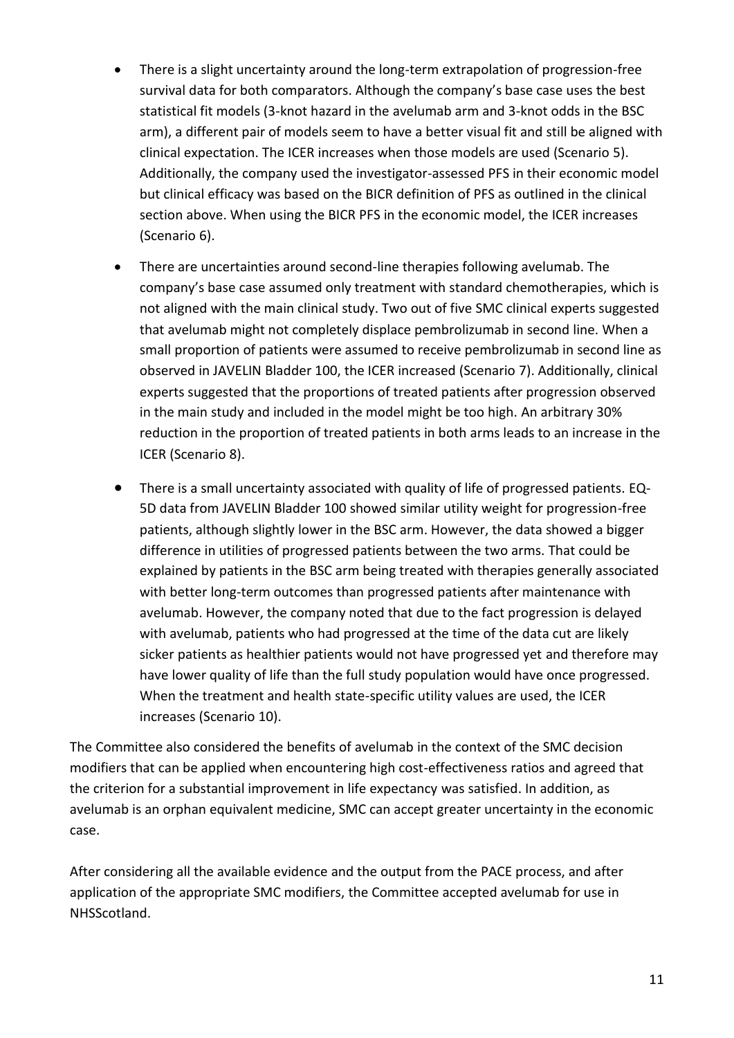- There is a slight uncertainty around the long-term extrapolation of progression-free survival data for both comparators. Although the company's base case uses the best statistical fit models (3-knot hazard in the avelumab arm and 3-knot odds in the BSC arm), a different pair of models seem to have a better visual fit and still be aligned with clinical expectation. The ICER increases when those models are used (Scenario 5). Additionally, the company used the investigator-assessed PFS in their economic model but clinical efficacy was based on the BICR definition of PFS as outlined in the clinical section above. When using the BICR PFS in the economic model, the ICER increases (Scenario 6).
- There are uncertainties around second-line therapies following avelumab. The company's base case assumed only treatment with standard chemotherapies, which is not aligned with the main clinical study. Two out of five SMC clinical experts suggested that avelumab might not completely displace pembrolizumab in second line. When a small proportion of patients were assumed to receive pembrolizumab in second line as observed in JAVELIN Bladder 100, the ICER increased (Scenario 7). Additionally, clinical experts suggested that the proportions of treated patients after progression observed in the main study and included in the model might be too high. An arbitrary 30% reduction in the proportion of treated patients in both arms leads to an increase in the ICER (Scenario 8).
- There is a small uncertainty associated with quality of life of progressed patients. EQ-5D data from JAVELIN Bladder 100 showed similar utility weight for progression-free patients, although slightly lower in the BSC arm. However, the data showed a bigger difference in utilities of progressed patients between the two arms. That could be explained by patients in the BSC arm being treated with therapies generally associated with better long-term outcomes than progressed patients after maintenance with avelumab. However, the company noted that due to the fact progression is delayed with avelumab, patients who had progressed at the time of the data cut are likely sicker patients as healthier patients would not have progressed yet and therefore may have lower quality of life than the full study population would have once progressed. When the treatment and health state-specific utility values are used, the ICER increases (Scenario 10).

The Committee also considered the benefits of avelumab in the context of the SMC decision modifiers that can be applied when encountering high cost-effectiveness ratios and agreed that the criterion for a substantial improvement in life expectancy was satisfied. In addition, as avelumab is an orphan equivalent medicine, SMC can accept greater uncertainty in the economic case.

After considering all the available evidence and the output from the PACE process, and after application of the appropriate SMC modifiers, the Committee accepted avelumab for use in NHSScotland.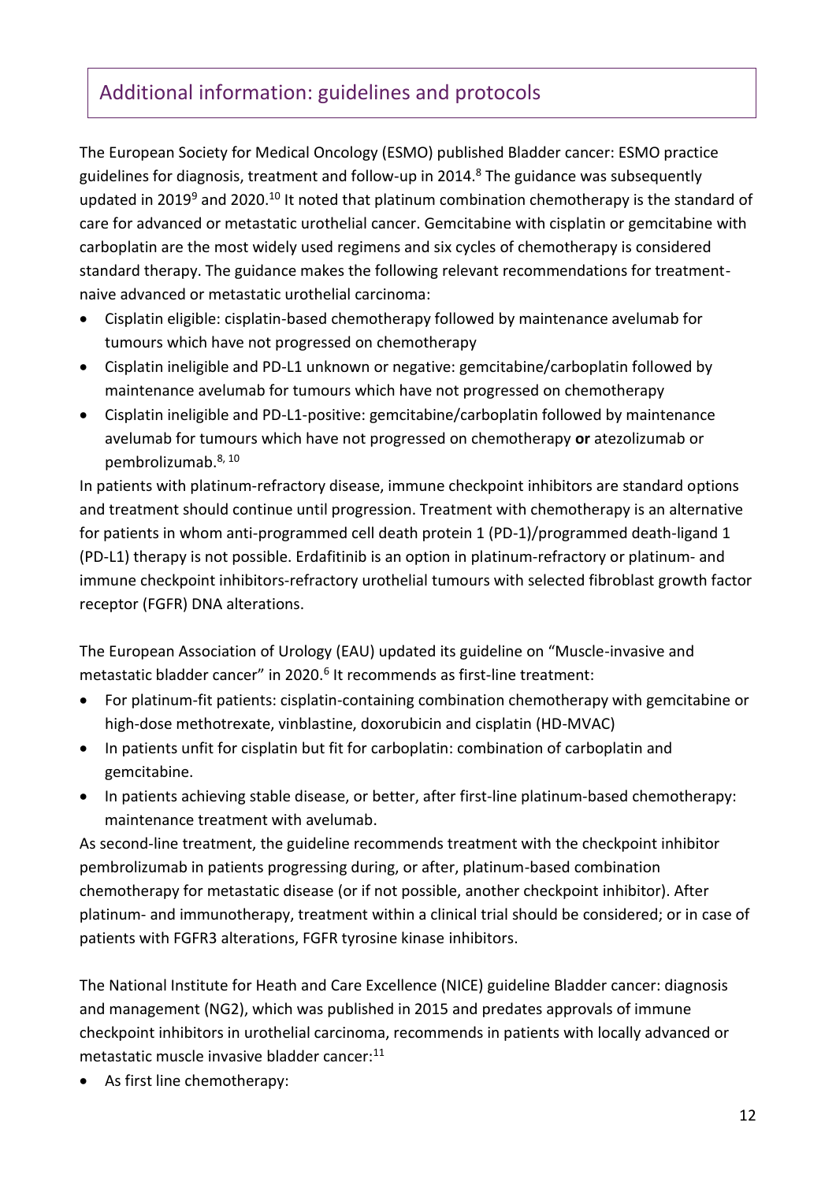## Additional information: guidelines and protocols

The European Society for Medical Oncology (ESMO) published Bladder cancer: ESMO practice guidelines for diagnosis, treatment and follow-up in 2014.[8] The guidance was subsequently updated in 2019[9] and 2020.[10] It noted that platinum combination chemotherapy is the standard of care for advanced or metastatic urothelial cancer. Gemcitabine with cisplatin or gemcitabine with carboplatin are the most widely used regimens and six cycles of chemotherapy is considered standard therapy. The guidance makes the following relevant recommendations for treatment-naive advanced or metastatic urothelial carcinoma:

- Cisplatin eligible: cisplatin-based chemotherapy followed by maintenance avelumab for tumours which have not progressed on chemotherapy
- Cisplatin ineligible and PD-L1 unknown or negative: gemcitabine/carboplatin followed by maintenance avelumab for tumours which have not progressed on chemotherapy
- Cisplatin ineligible and PD-L1-positive: gemcitabine/carboplatin followed by maintenance avelumab for tumours which have not progressed on chemotherapy **or** atezolizumab or pembrolizumab.[8, 10]

In patients with platinum-refractory disease, immune checkpoint inhibitors are standard options and treatment should continue until progression. Treatment with chemotherapy is an alternative for patients in whom anti-programmed cell death protein 1 (PD-1)/programmed death-ligand 1 (PD-L1) therapy is not possible. Erdafitinib is an option in platinum-refractory or platinum- and immune checkpoint inhibitors-refractory urothelial tumours with selected fibroblast growth factor receptor (FGFR) DNA alterations.

The European Association of Urology (EAU) updated its guideline on "Muscle-invasive and metastatic bladder cancer" in 2020.[6] It recommends as first-line treatment:

- For platinum-fit patients: cisplatin-containing combination chemotherapy with gemcitabine or high-dose methotrexate, vinblastine, doxorubicin and cisplatin (HD-MVAC)
- In patients unfit for cisplatin but fit for carboplatin: combination of carboplatin and gemcitabine.
- In patients achieving stable disease, or better, after first-line platinum-based chemotherapy: maintenance treatment with avelumab.

As second-line treatment, the guideline recommends treatment with the checkpoint inhibitor pembrolizumab in patients progressing during, or after, platinum-based combination chemotherapy for metastatic disease (or if not possible, another checkpoint inhibitor). After platinum- and immunotherapy, treatment within a clinical trial should be considered; or in case of patients with FGFR3 alterations, FGFR tyrosine kinase inhibitors.

The National Institute for Heath and Care Excellence (NICE) guideline Bladder cancer: diagnosis and management (NG2), which was published in 2015 and predates approvals of immune checkpoint inhibitors in urothelial carcinoma, recommends in patients with locally advanced or metastatic muscle invasive bladder cancer:[11]

- As first line chemotherapy: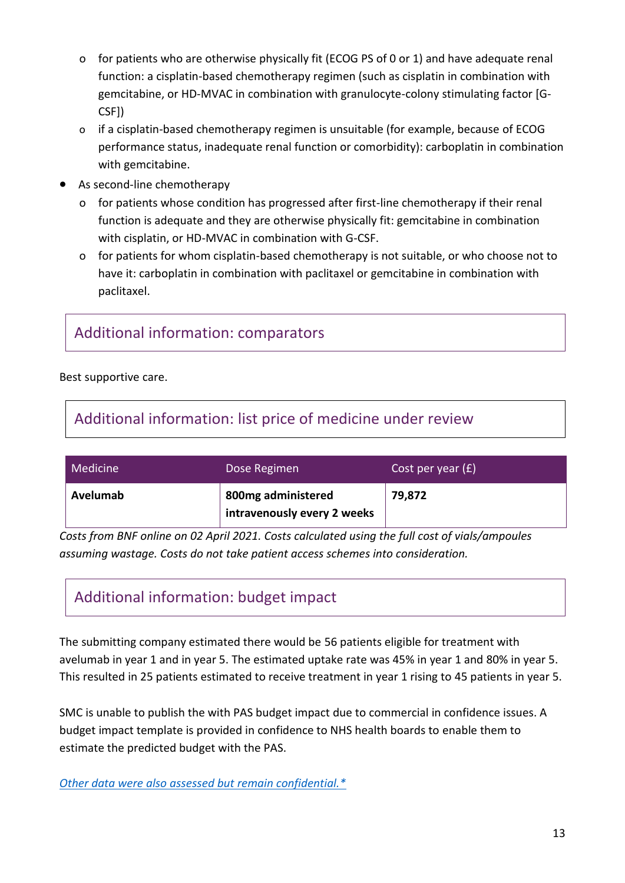- for patients who are otherwise physically fit (ECOG PS of 0 or 1) and have adequate renal function: a cisplatin-based chemotherapy regimen (such as cisplatin in combination with gemcitabine, or HD-MVAC in combination with granulocyte-colony stimulating factor [G-CSF])
  - if a cisplatin-based chemotherapy regimen is unsuitable (for example, because of ECOG performance status, inadequate renal function or comorbidity): carboplatin in combination with gemcitabine.
- As second-line chemotherapy
  - for patients whose condition has progressed after first-line chemotherapy if their renal function is adequate and they are otherwise physically fit: gemcitabine in combination with cisplatin, or HD-MVAC in combination with G-CSF.
  - for patients for whom cisplatin-based chemotherapy is not suitable, or who choose not to have it: carboplatin in combination with paclitaxel or gemcitabine in combination with paclitaxel.

## Additional information: comparators

Best supportive care.

## Additional information: list price of medicine under review

| Medicine | Dose Regimen | Cost per year (£) |
|---|---|---|
| **Avelumab** | **800mg administered intravenously every 2 weeks** | **79,872** |

*Costs from BNF online on 02 April 2021. Costs calculated using the full cost of vials/ampoules assuming wastage. Costs do not take patient access schemes into consideration.*

## Additional information: budget impact

The submitting company estimated there would be 56 patients eligible for treatment with avelumab in year 1 and in year 5. The estimated uptake rate was 45% in year 1 and 80% in year 5. This resulted in 25 patients estimated to receive treatment in year 1 rising to 45 patients in year 5.

SMC is unable to publish the with PAS budget impact due to commercial in confidence issues. A budget impact template is provided in confidence to NHS health boards to enable them to estimate the predicted budget with the PAS.

*Other data were also assessed but remain confidential.**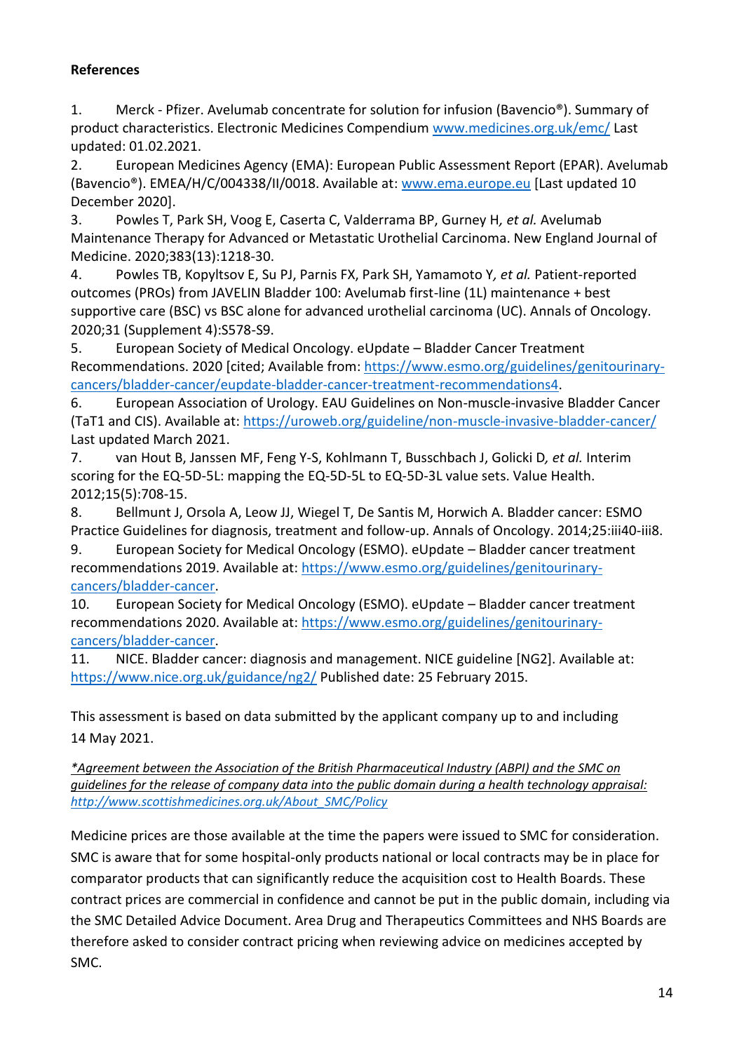**References**

1. Merck - Pfizer. Avelumab concentrate for solution for infusion (Bavencio®). Summary of product characteristics. Electronic Medicines Compendium www.medicines.org.uk/emc/ Last updated: 01.02.2021.
2. European Medicines Agency (EMA): European Public Assessment Report (EPAR). Avelumab (Bavencio®). EMEA/H/C/004338/II/0018. Available at: www.ema.europe.eu [Last updated 10 December 2020].
3. Powles T, Park SH, Voog E, Caserta C, Valderrama BP, Gurney H*, et al.* Avelumab Maintenance Therapy for Advanced or Metastatic Urothelial Carcinoma. New England Journal of Medicine. 2020;383(13):1218-30.
4. Powles TB, Kopyltsov E, Su PJ, Parnis FX, Park SH, Yamamoto Y*, et al.* Patient-reported outcomes (PROs) from JAVELIN Bladder 100: Avelumab first-line (1L) maintenance + best supportive care (BSC) vs BSC alone for advanced urothelial carcinoma (UC). Annals of Oncology. 2020;31 (Supplement 4):S578-S9.
5. European Society of Medical Oncology. eUpdate – Bladder Cancer Treatment Recommendations. 2020 [cited; Available from: https://www.esmo.org/guidelines/genitourinary-cancers/bladder-cancer/eupdate-bladder-cancer-treatment-recommendations4.
6. European Association of Urology. EAU Guidelines on Non-muscle-invasive Bladder Cancer (TaT1 and CIS). Available at: https://uroweb.org/guideline/non-muscle-invasive-bladder-cancer/ Last updated March 2021.
7. van Hout B, Janssen MF, Feng Y-S, Kohlmann T, Busschbach J, Golicki D*, et al.* Interim scoring for the EQ-5D-5L: mapping the EQ-5D-5L to EQ-5D-3L value sets. Value Health. 2012;15(5):708-15.
8. Bellmunt J, Orsola A, Leow JJ, Wiegel T, De Santis M, Horwich A. Bladder cancer: ESMO Practice Guidelines for diagnosis, treatment and follow-up. Annals of Oncology. 2014;25:iii40-iii8.
9. European Society for Medical Oncology (ESMO). eUpdate – Bladder cancer treatment recommendations 2019. Available at: https://www.esmo.org/guidelines/genitourinary-cancers/bladder-cancer.
10. European Society for Medical Oncology (ESMO). eUpdate – Bladder cancer treatment recommendations 2020. Available at: https://www.esmo.org/guidelines/genitourinary-cancers/bladder-cancer.
11. NICE. Bladder cancer: diagnosis and management. NICE guideline [NG2]. Available at: https://www.nice.org.uk/guidance/ng2/ Published date: 25 February 2015.

This assessment is based on data submitted by the applicant company up to and including 14 May 2021.

*\*Agreement between the Association of the British Pharmaceutical Industry (ABPI) and the SMC on guidelines for the release of company data into the public domain during a health technology appraisal: http://www.scottishmedicines.org.uk/About_SMC/Policy*

Medicine prices are those available at the time the papers were issued to SMC for consideration. SMC is aware that for some hospital-only products national or local contracts may be in place for comparator products that can significantly reduce the acquisition cost to Health Boards. These contract prices are commercial in confidence and cannot be put in the public domain, including via the SMC Detailed Advice Document. Area Drug and Therapeutics Committees and NHS Boards are therefore asked to consider contract pricing when reviewing advice on medicines accepted by SMC.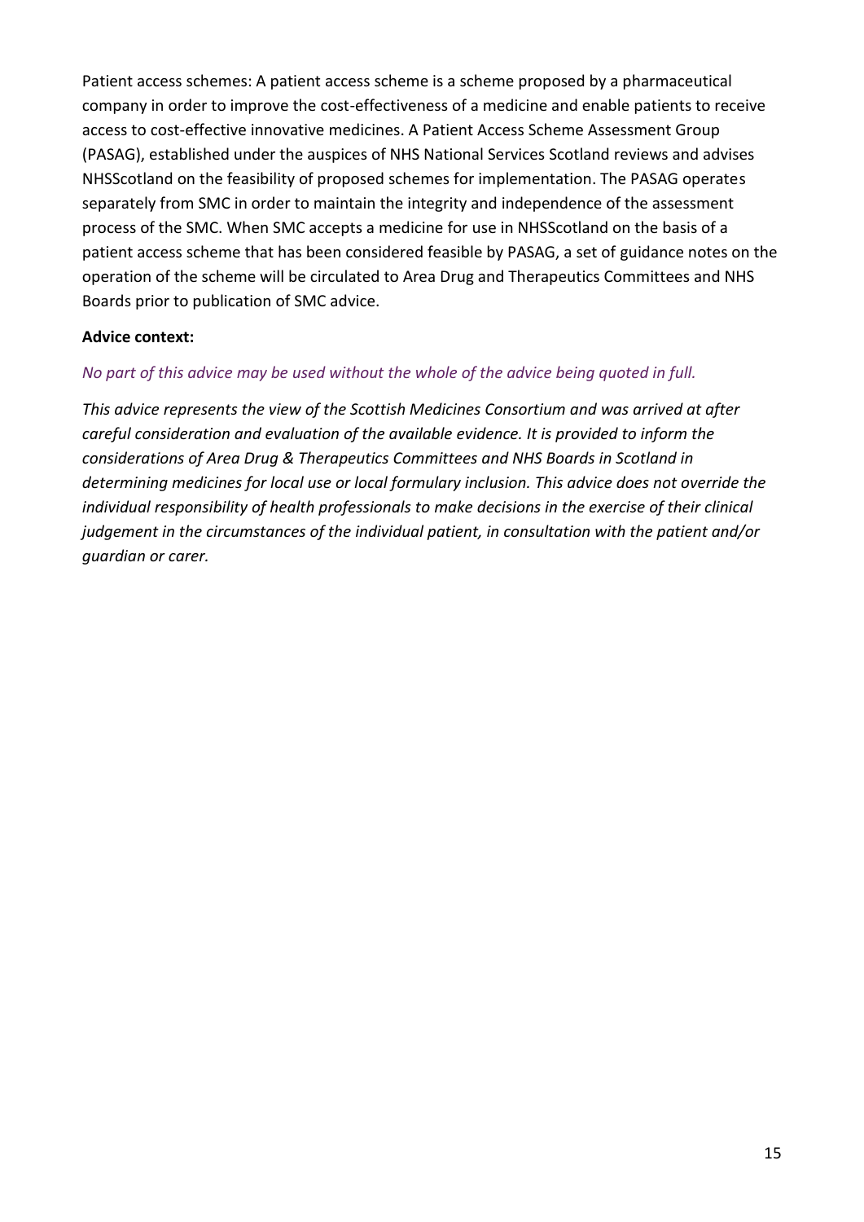Patient access schemes: A patient access scheme is a scheme proposed by a pharmaceutical company in order to improve the cost-effectiveness of a medicine and enable patients to receive access to cost-effective innovative medicines. A Patient Access Scheme Assessment Group (PASAG), established under the auspices of NHS National Services Scotland reviews and advises NHSScotland on the feasibility of proposed schemes for implementation. The PASAG operates separately from SMC in order to maintain the integrity and independence of the assessment process of the SMC. When SMC accepts a medicine for use in NHSScotland on the basis of a patient access scheme that has been considered feasible by PASAG, a set of guidance notes on the operation of the scheme will be circulated to Area Drug and Therapeutics Committees and NHS Boards prior to publication of SMC advice.

**Advice context:**

*No part of this advice may be used without the whole of the advice being quoted in full.*

*This advice represents the view of the Scottish Medicines Consortium and was arrived at after careful consideration and evaluation of the available evidence. It is provided to inform the considerations of Area Drug & Therapeutics Committees and NHS Boards in Scotland in determining medicines for local use or local formulary inclusion. This advice does not override the individual responsibility of health professionals to make decisions in the exercise of their clinical judgement in the circumstances of the individual patient, in consultation with the patient and/or guardian or carer.*